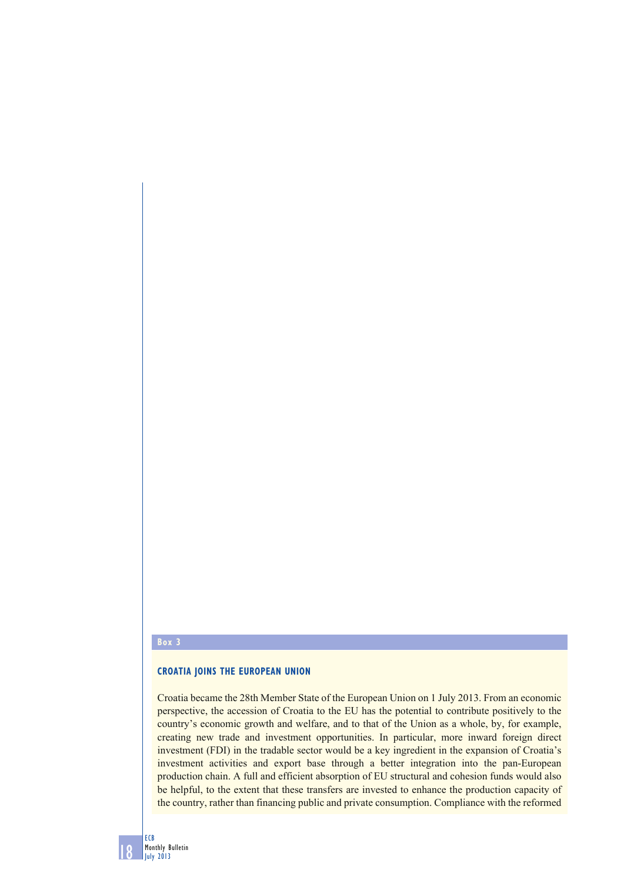**Box 3**

## CROATIA JOINS THE EUROPEAN UNION

Croatia became the 28th Member State of the European Union on 1 July 2013. From an economic perspective, the accession of Croatia to the EU has the potential to contribute positively to the country's economic growth and welfare, and to that of the Union as a whole, by, for example, creating new trade and investment opportunities. In particular, more inward foreign direct investment (FDI) in the tradable sector would be a key ingredient in the expansion of Croatia's investment activities and export base through a better integration into the pan-European production chain. A full and efficient absorption of EU structural and cohesion funds would also be helpful, to the extent that these transfers are invested to enhance the production capacity of the country, rather than financing public and private consumption. Compliance with the reformed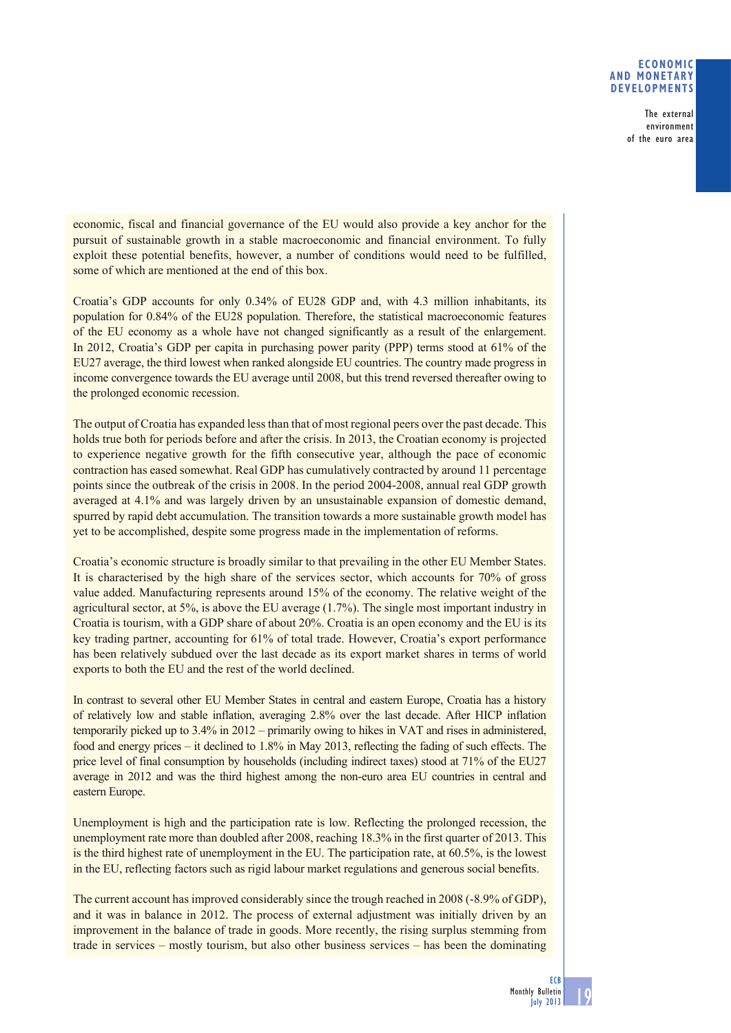economic, fiscal and financial governance of the EU would also provide a key anchor for the pursuit of sustainable growth in a stable macroeconomic and financial environment. To fully exploit these potential benefits, however, a number of conditions would need to be fulfilled, some of which are mentioned at the end of this box.

Croatia's GDP accounts for only 0.34% of EU28 GDP and, with 4.3 million inhabitants, its population for 0.84% of the EU28 population. Therefore, the statistical macroeconomic features of the EU economy as a whole have not changed significantly as a result of the enlargement. In 2012, Croatia's GDP per capita in purchasing power parity (PPP) terms stood at 61% of the EU27 average, the third lowest when ranked alongside EU countries. The country made progress in income convergence towards the EU average until 2008, but this trend reversed thereafter owing to the prolonged economic recession.

The output of Croatia has expanded less than that of most regional peers over the past decade. This holds true both for periods before and after the crisis. In 2013, the Croatian economy is projected to experience negative growth for the fifth consecutive year, although the pace of economic contraction has eased somewhat. Real GDP has cumulatively contracted by around 11 percentage points since the outbreak of the crisis in 2008. In the period 2004-2008, annual real GDP growth averaged at 4.1% and was largely driven by an unsustainable expansion of domestic demand, spurred by rapid debt accumulation. The transition towards a more sustainable growth model has yet to be accomplished, despite some progress made in the implementation of reforms.

Croatia's economic structure is broadly similar to that prevailing in the other EU Member States. It is characterised by the high share of the services sector, which accounts for 70% of gross value added. Manufacturing represents around 15% of the economy. The relative weight of the agricultural sector, at 5%, is above the EU average (1.7%). The single most important industry in Croatia is tourism, with a GDP share of about 20%. Croatia is an open economy and the EU is its key trading partner, accounting for 61% of total trade. However, Croatia's export performance has been relatively subdued over the last decade as its export market shares in terms of world exports to both the EU and the rest of the world declined.

In contrast to several other EU Member States in central and eastern Europe, Croatia has a history of relatively low and stable inflation, averaging 2.8% over the last decade. After HICP inflation temporarily picked up to 3.4% in 2012 – primarily owing to hikes in VAT and rises in administered, food and energy prices – it declined to 1.8% in May 2013, reflecting the fading of such effects. The price level of final consumption by households (including indirect taxes) stood at 71% of the EU27 average in 2012 and was the third highest among the non-euro area EU countries in central and eastern Europe.

Unemployment is high and the participation rate is low. Reflecting the prolonged recession, the unemployment rate more than doubled after 2008, reaching 18.3% in the first quarter of 2013. This is the third highest rate of unemployment in the EU. The participation rate, at 60.5%, is the lowest in the EU, reflecting factors such as rigid labour market regulations and generous social benefits.

The current account has improved considerably since the trough reached in 2008 (-8.9% of GDP), and it was in balance in 2012. The process of external adjustment was initially driven by an improvement in the balance of trade in goods. More recently, the rising surplus stemming from trade in services – mostly tourism, but also other business services – has been the dominating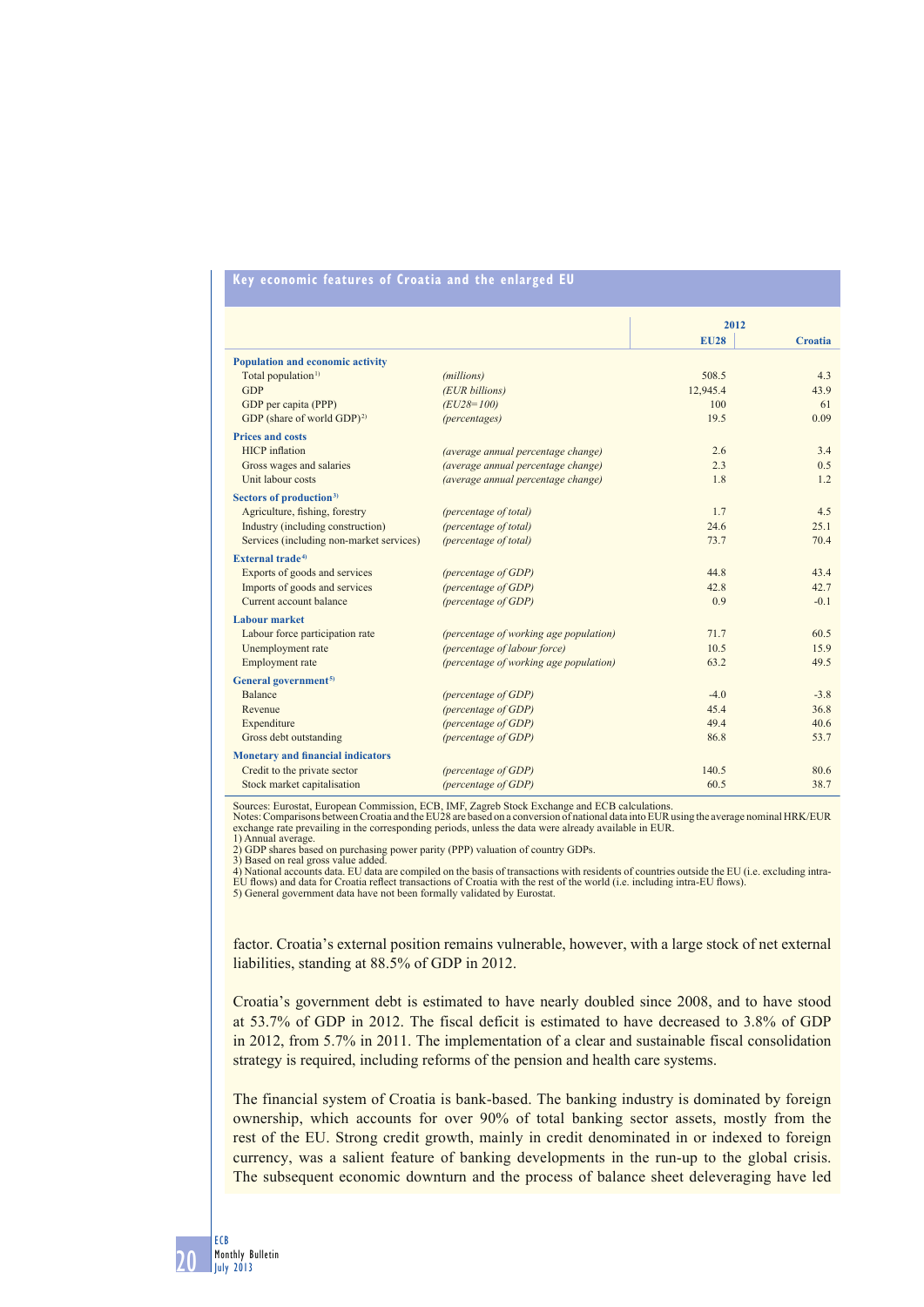**Key economic features of Croatia and the enlarged EU**

| | | 2012 | |
|---|---|---|---|
| | | EU28 | Croatia |
| **Population and economic activity** | | | |
| Total population[1] | *(millions)* | 508.5 | 4.3 |
| GDP | *(EUR billions)* | 12,945.4 | 43.9 |
| GDP per capita (PPP) | *(EU28=100)* | 100 | 61 |
| GDP (share of world GDP)[2] | *(percentages)* | 19.5 | 0.09 |
| **Prices and costs** | | | |
| HICP inflation | *(average annual percentage change)* | 2.6 | 3.4 |
| Gross wages and salaries | *(average annual percentage change)* | 2.3 | 0.5 |
| Unit labour costs | *(average annual percentage change)* | 1.8 | 1.2 |
| **Sectors of production**[3] | | | |
| Agriculture, fishing, forestry | *(percentage of total)* | 1.7 | 4.5 |
| Industry (including construction) | *(percentage of total)* | 24.6 | 25.1 |
| Services (including non-market services) | *(percentage of total)* | 73.7 | 70.4 |
| **External trade**[4] | | | |
| Exports of goods and services | *(percentage of GDP)* | 44.8 | 43.4 |
| Imports of goods and services | *(percentage of GDP)* | 42.8 | 42.7 |
| Current account balance | *(percentage of GDP)* | 0.9 | -0.1 |
| **Labour market** | | | |
| Labour force participation rate | *(percentage of working age population)* | 71.7 | 60.5 |
| Unemployment rate | *(percentage of labour force)* | 10.5 | 15.9 |
| Employment rate | *(percentage of working age population)* | 63.2 | 49.5 |
| **General government**[5] | | | |
| Balance | *(percentage of GDP)* | -4.0 | -3.8 |
| Revenue | *(percentage of GDP)* | 45.4 | 36.8 |
| Expenditure | *(percentage of GDP)* | 49.4 | 40.6 |
| Gross debt outstanding | *(percentage of GDP)* | 86.8 | 53.7 |
| **Monetary and financial indicators** | | | |
| Credit to the private sector | *(percentage of GDP)* | 140.5 | 80.6 |
| Stock market capitalisation | *(percentage of GDP)* | 60.5 | 38.7 |

Sources: Eurostat, European Commission, ECB, IMF, Zagreb Stock Exchange and ECB calculations.
Notes: Comparisons between Croatia and the EU28 are based on a conversion of national data into EUR using the average nominal HRK/EUR exchange rate prevailing in the corresponding periods, unless the data were already available in EUR.
1) Annual average.
2) GDP shares based on purchasing power parity (PPP) valuation of country GDPs.
3) Based on real gross value added.
4) National accounts data. EU data are compiled on the basis of transactions with residents of countries outside the EU (i.e. excluding intra-EU flows) and data for Croatia reflect transactions of Croatia with the rest of the world (i.e. including intra-EU flows).
5) General government data have not been formally validated by Eurostat.

factor. Croatia's external position remains vulnerable, however, with a large stock of net external liabilities, standing at 88.5% of GDP in 2012.

Croatia's government debt is estimated to have nearly doubled since 2008, and to have stood at 53.7% of GDP in 2012. The fiscal deficit is estimated to have decreased to 3.8% of GDP in 2012, from 5.7% in 2011. The implementation of a clear and sustainable fiscal consolidation strategy is required, including reforms of the pension and health care systems.

The financial system of Croatia is bank-based. The banking industry is dominated by foreign ownership, which accounts for over 90% of total banking sector assets, mostly from the rest of the EU. Strong credit growth, mainly in credit denominated in or indexed to foreign currency, was a salient feature of banking developments in the run-up to the global crisis. The subsequent economic downturn and the process of balance sheet deleveraging have led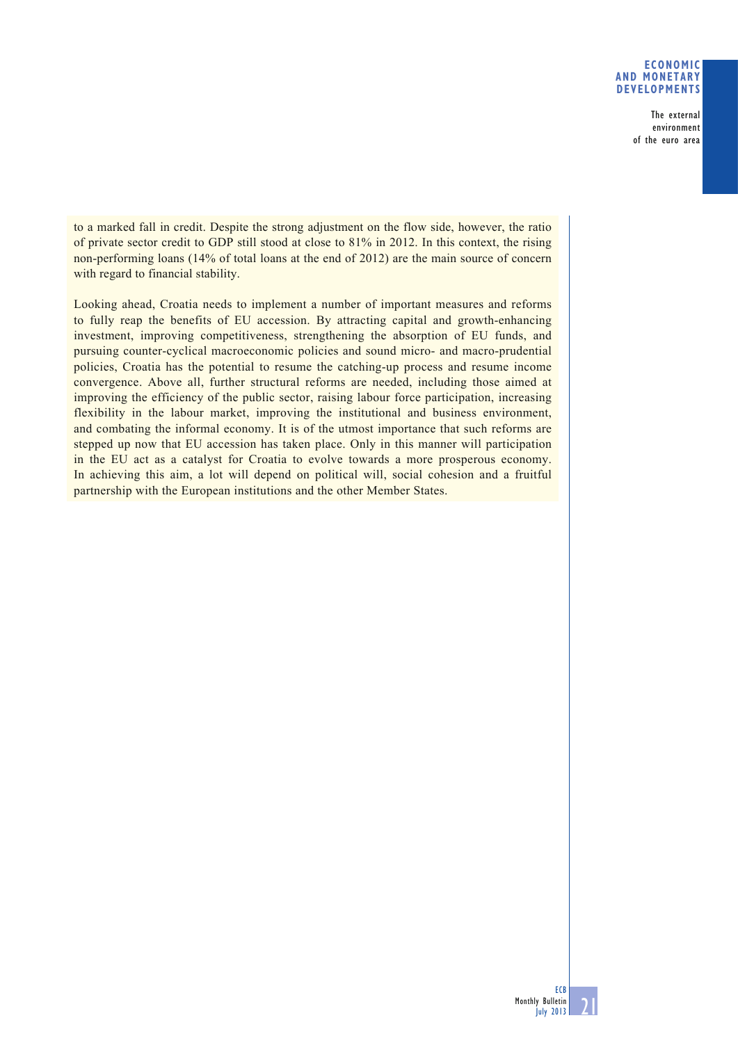to a marked fall in credit. Despite the strong adjustment on the flow side, however, the ratio of private sector credit to GDP still stood at close to 81% in 2012. In this context, the rising non-performing loans (14% of total loans at the end of 2012) are the main source of concern with regard to financial stability.

Looking ahead, Croatia needs to implement a number of important measures and reforms to fully reap the benefits of EU accession. By attracting capital and growth-enhancing investment, improving competitiveness, strengthening the absorption of EU funds, and pursuing counter-cyclical macroeconomic policies and sound micro- and macro-prudential policies, Croatia has the potential to resume the catching-up process and resume income convergence. Above all, further structural reforms are needed, including those aimed at improving the efficiency of the public sector, raising labour force participation, increasing flexibility in the labour market, improving the institutional and business environment, and combating the informal economy. It is of the utmost importance that such reforms are stepped up now that EU accession has taken place. Only in this manner will participation in the EU act as a catalyst for Croatia to evolve towards a more prosperous economy. In achieving this aim, a lot will depend on political will, social cohesion and a fruitful partnership with the European institutions and the other Member States.